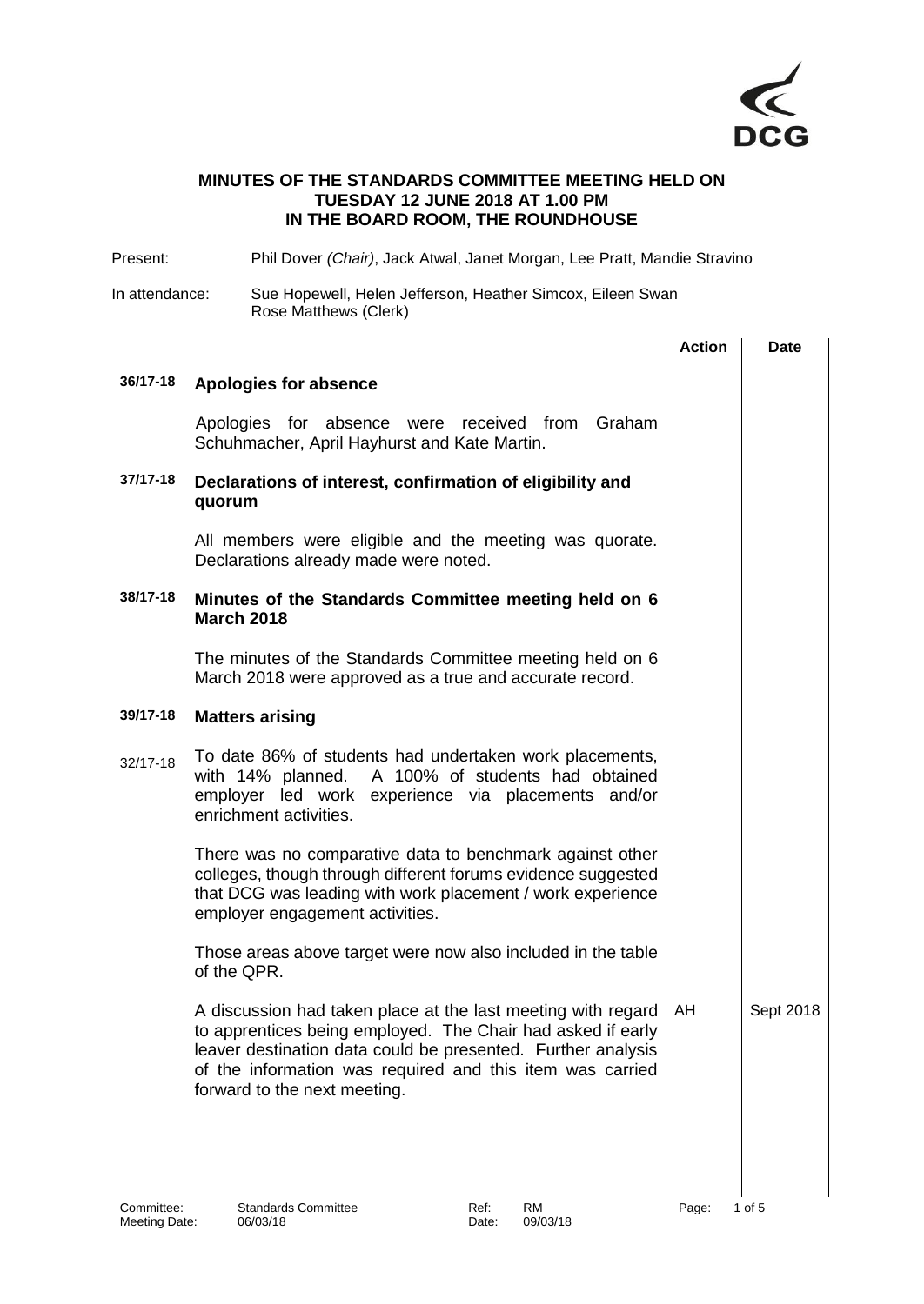**MINUTES OF THE STANDARDS COMMITTEE MEETING HELD ON TUESDAY 12 JUNE 2018 AT 1.00 PM IN THE BOARD ROOM, THE ROUNDHOUSE**

Present: Phil Dover *(Chair)*, Jack Atwal, Janet Morgan, Lee Pratt, Mandie Stravino

In attendance: Sue Hopewell, Helen Jefferson, Heather Simcox, Eileen Swan
Rose Matthews (Clerk)

| | | Action | Date |
|---|---|---|---|
| **36/17-18** | **Apologies for absence** | | |
| | Apologies for absence were received from Graham Schuhmacher, April Hayhurst and Kate Martin. | | |
| **37/17-18** | **Declarations of interest, confirmation of eligibility and quorum** | | |
| | All members were eligible and the meeting was quorate. Declarations already made were noted. | | |
| **38/17-18** | **Minutes of the Standards Committee meeting held on 6 March 2018** | | |
| | The minutes of the Standards Committee meeting held on 6 March 2018 were approved as a true and accurate record. | | |
| **39/17-18** | **Matters arising** | | |
| 32/17-18 | To date 86% of students had undertaken work placements, with 14% planned. A 100% of students had obtained employer led work experience via placements and/or enrichment activities. | | |
| | There was no comparative data to benchmark against other colleges, though through different forums evidence suggested that DCG was leading with work placement / work experience employer engagement activities. | | |
| | Those areas above target were now also included in the table of the QPR. | | |
| | A discussion had taken place at the last meeting with regard to apprentices being employed. The Chair had asked if early leaver destination data could be presented. Further analysis of the information was required and this item was carried forward to the next meeting. | AH | Sept 2018 |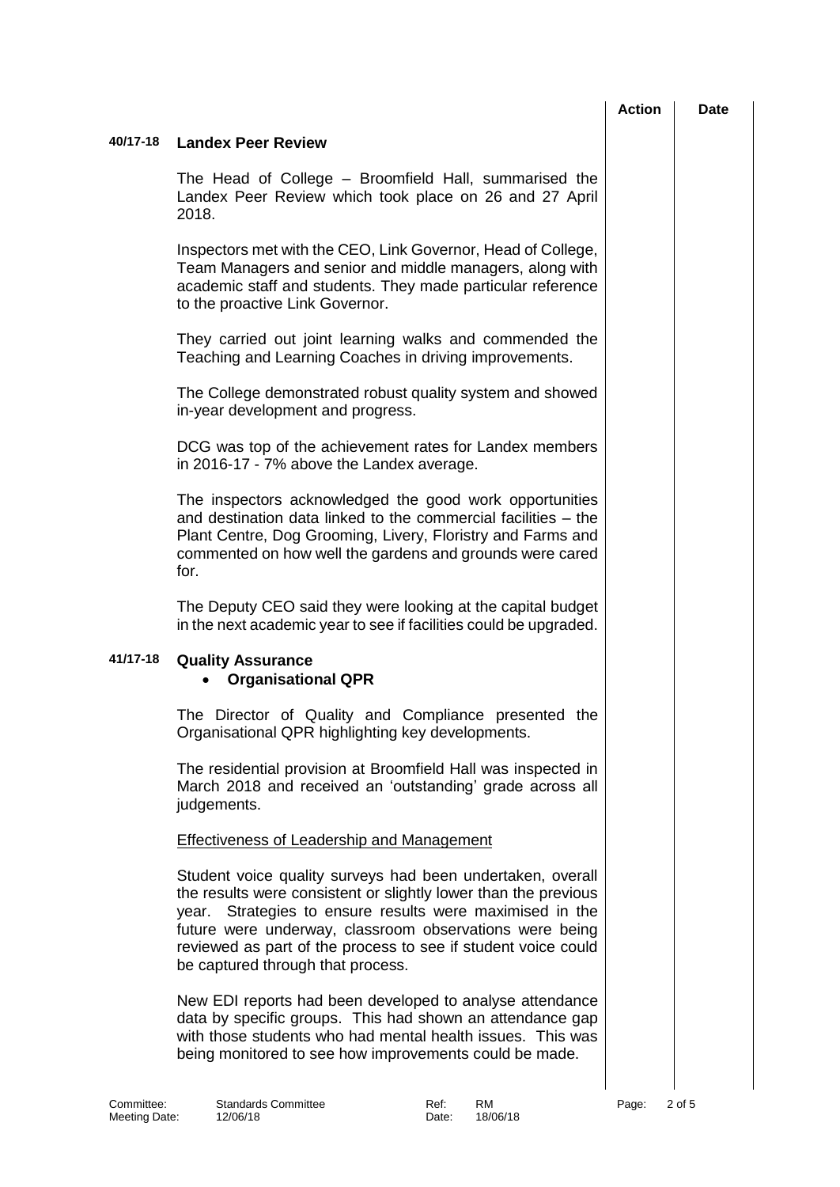| | | Action | Date |
|---|---|---|---|

**40/17-18 Landex Peer Review**

The Head of College – Broomfield Hall, summarised the Landex Peer Review which took place on 26 and 27 April 2018.

Inspectors met with the CEO, Link Governor, Head of College, Team Managers and senior and middle managers, along with academic staff and students. They made particular reference to the proactive Link Governor.

They carried out joint learning walks and commended the Teaching and Learning Coaches in driving improvements.

The College demonstrated robust quality system and showed in-year development and progress.

DCG was top of the achievement rates for Landex members in 2016-17 - 7% above the Landex average.

The inspectors acknowledged the good work opportunities and destination data linked to the commercial facilities – the Plant Centre, Dog Grooming, Livery, Floristry and Farms and commented on how well the gardens and grounds were cared for.

The Deputy CEO said they were looking at the capital budget in the next academic year to see if facilities could be upgraded.

**41/17-18 Quality Assurance**

- **Organisational QPR**

The Director of Quality and Compliance presented the Organisational QPR highlighting key developments.

The residential provision at Broomfield Hall was inspected in March 2018 and received an 'outstanding' grade across all judgements.

<u>Effectiveness of Leadership and Management</u>

Student voice quality surveys had been undertaken, overall the results were consistent or slightly lower than the previous year. Strategies to ensure results were maximised in the future were underway, classroom observations were being reviewed as part of the process to see if student voice could be captured through that process.

New EDI reports had been developed to analyse attendance data by specific groups. This had shown an attendance gap with those students who had mental health issues. This was being monitored to see how improvements could be made.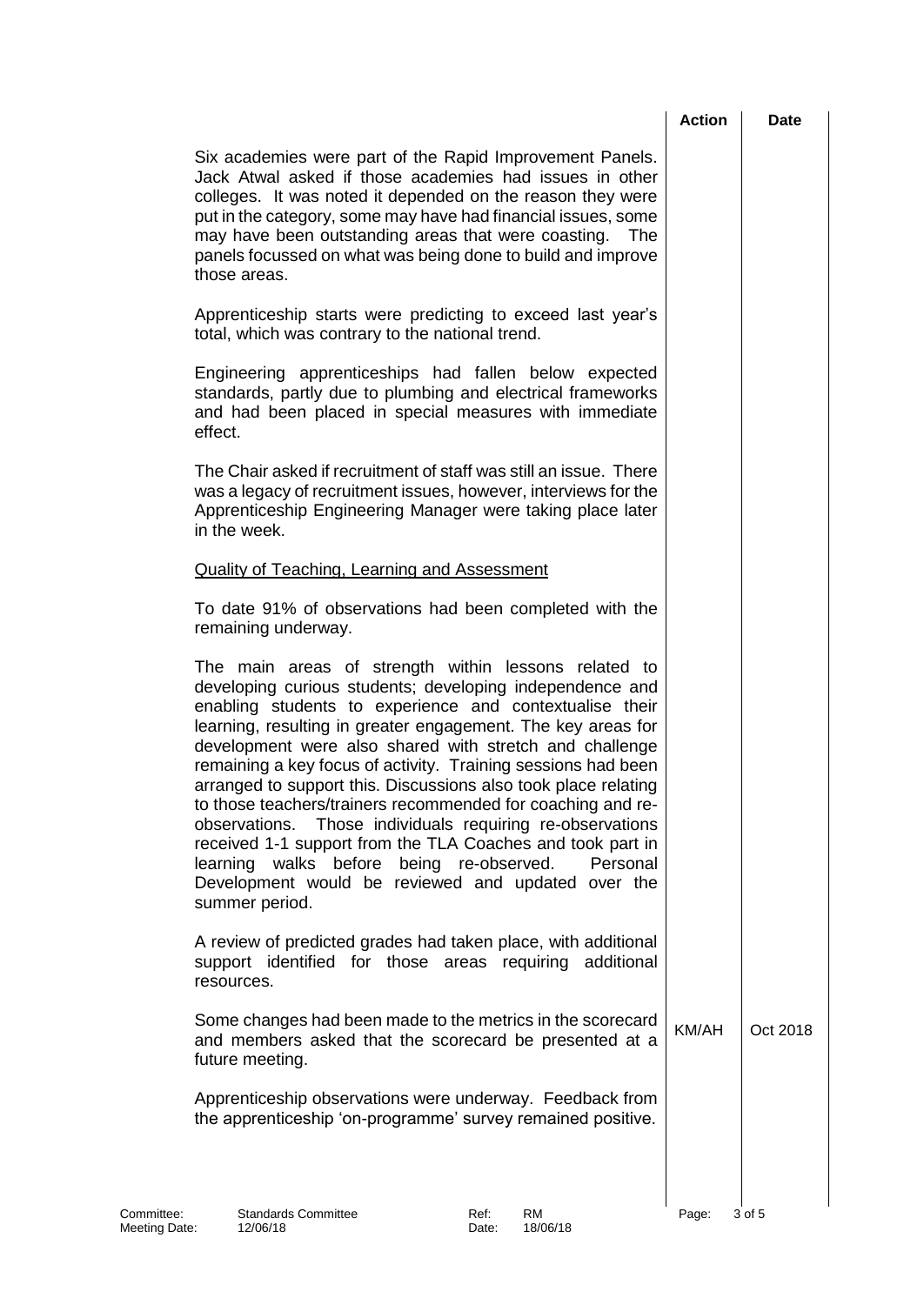| | Action | Date |
|---|---|---|
| Six academies were part of the Rapid Improvement Panels. Jack Atwal asked if those academies had issues in other colleges. It was noted it depended on the reason they were put in the category, some may have had financial issues, some may have been outstanding areas that were coasting. The panels focussed on what was being done to build and improve those areas. | | |
| Apprenticeship starts were predicting to exceed last year's total, which was contrary to the national trend. | | |
| Engineering apprenticeships had fallen below expected standards, partly due to plumbing and electrical frameworks and had been placed in special measures with immediate effect. | | |
| The Chair asked if recruitment of staff was still an issue. There was a legacy of recruitment issues, however, interviews for the Apprenticeship Engineering Manager were taking place later in the week. | | |
| <u>Quality of Teaching, Learning and Assessment</u> | | |
| To date 91% of observations had been completed with the remaining underway. | | |
| The main areas of strength within lessons related to developing curious students; developing independence and enabling students to experience and contextualise their learning, resulting in greater engagement. The key areas for development were also shared with stretch and challenge remaining a key focus of activity. Training sessions had been arranged to support this. Discussions also took place relating to those teachers/trainers recommended for coaching and re-observations. Those individuals requiring re-observations received 1-1 support from the TLA Coaches and took part in learning walks before being re-observed. Personal Development would be reviewed and updated over the summer period. | | |
| A review of predicted grades had taken place, with additional support identified for those areas requiring additional resources. | | |
| Some changes had been made to the metrics in the scorecard and members asked that the scorecard be presented at a future meeting. | KM/AH | Oct 2018 |
| Apprenticeship observations were underway. Feedback from the apprenticeship 'on-programme' survey remained positive. | | |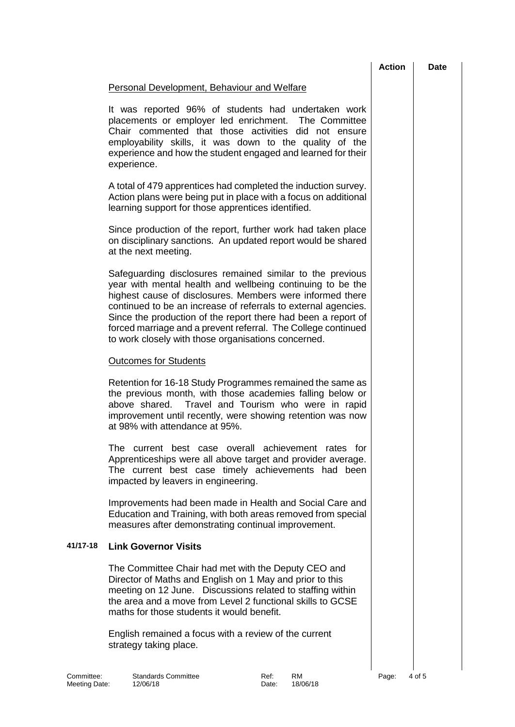| | | Action | Date |
|---|---|---|---|

Personal Development, Behaviour and Welfare

It was reported 96% of students had undertaken work placements or employer led enrichment. The Committee Chair commented that those activities did not ensure employability skills, it was down to the quality of the experience and how the student engaged and learned for their experience.

A total of 479 apprentices had completed the induction survey. Action plans were being put in place with a focus on additional learning support for those apprentices identified.

Since production of the report, further work had taken place on disciplinary sanctions. An updated report would be shared at the next meeting.

Safeguarding disclosures remained similar to the previous year with mental health and wellbeing continuing to be the highest cause of disclosures. Members were informed there continued to be an increase of referrals to external agencies. Since the production of the report there had been a report of forced marriage and a prevent referral. The College continued to work closely with those organisations concerned.

Outcomes for Students

Retention for 16-18 Study Programmes remained the same as the previous month, with those academies falling below or above shared. Travel and Tourism who were in rapid improvement until recently, were showing retention was now at 98% with attendance at 95%.

The current best case overall achievement rates for Apprenticeships were all above target and provider average. The current best case timely achievements had been impacted by leavers in engineering.

Improvements had been made in Health and Social Care and Education and Training, with both areas removed from special measures after demonstrating continual improvement.

**41/17-18 Link Governor Visits**

The Committee Chair had met with the Deputy CEO and Director of Maths and English on 1 May and prior to this meeting on 12 June. Discussions related to staffing within the area and a move from Level 2 functional skills to GCSE maths for those students it would benefit.

English remained a focus with a review of the current strategy taking place.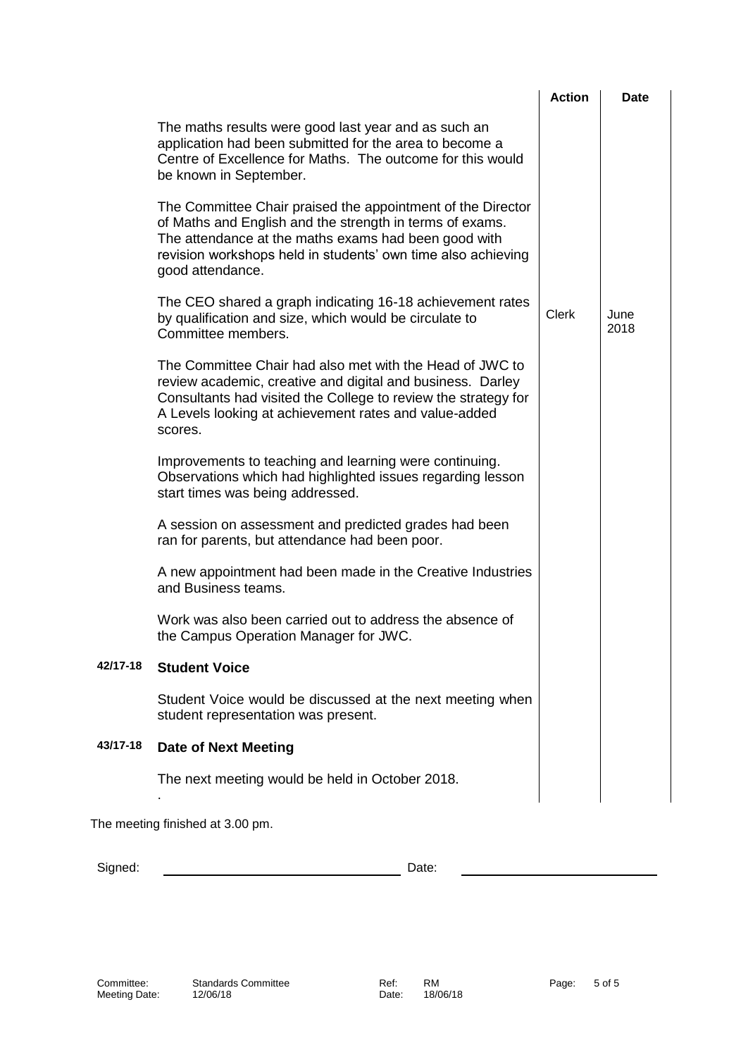| | | Action | Date |
|---|---|---|---|
| | The maths results were good last year and as such an application had been submitted for the area to become a Centre of Excellence for Maths. The outcome for this would be known in September. | | |
| | The Committee Chair praised the appointment of the Director of Maths and English and the strength in terms of exams. The attendance at the maths exams had been good with revision workshops held in students' own time also achieving good attendance. | | |
| | The CEO shared a graph indicating 16-18 achievement rates by qualification and size, which would be circulate to Committee members. | Clerk | June 2018 |
| | The Committee Chair had also met with the Head of JWC to review academic, creative and digital and business. Darley Consultants had visited the College to review the strategy for A Levels looking at achievement rates and value-added scores. | | |
| | Improvements to teaching and learning were continuing. Observations which had highlighted issues regarding lesson start times was being addressed. | | |
| | A session on assessment and predicted grades had been ran for parents, but attendance had been poor. | | |
| | A new appointment had been made in the Creative Industries and Business teams. | | |
| | Work was also been carried out to address the absence of the Campus Operation Manager for JWC. | | |
| **42/17-18** | **Student Voice** | | |
| | Student Voice would be discussed at the next meeting when student representation was present. | | |
| **43/17-18** | **Date of Next Meeting** | | |
| | The next meeting would be held in October 2018. | | |

The meeting finished at 3.00 pm.

Signed: ______________________ Date: ______________________

Committee: Standards Committee
Meeting Date: 12/06/18
Ref: RM
Date: 18/06/18